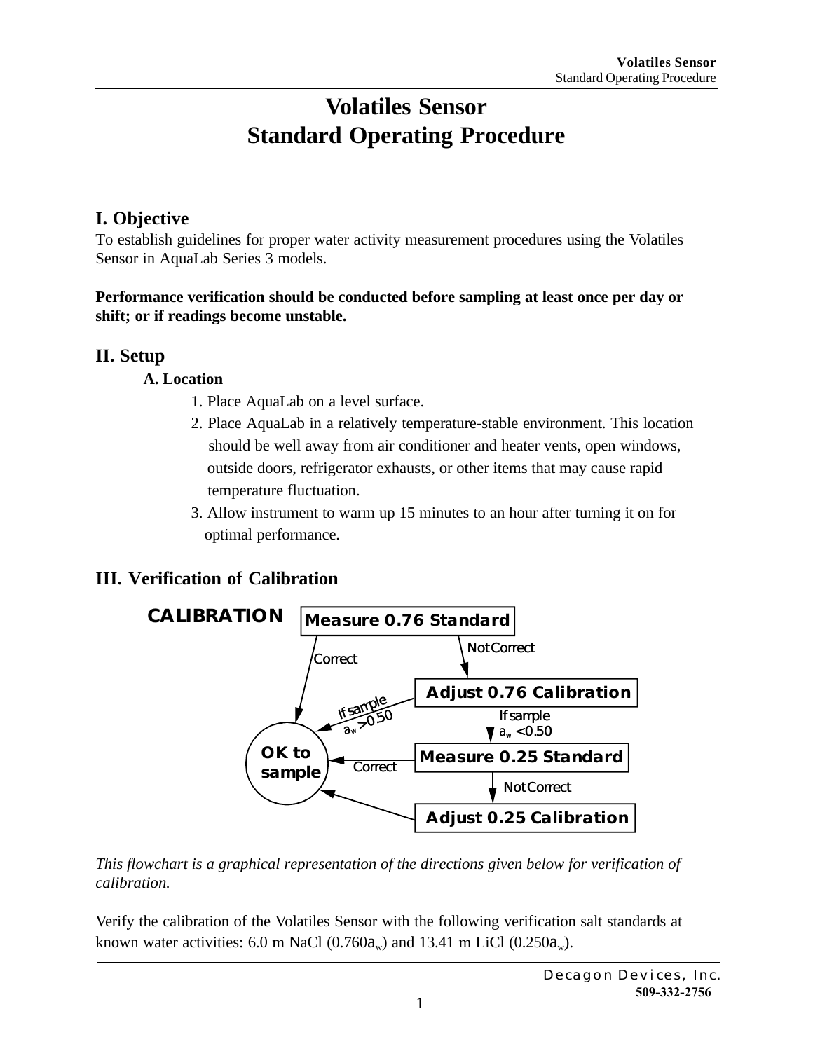# Volatiles Sensor
# Standard Operating Procedure

## I. Objective

To establish guidelines for proper water activity measurement procedures using the Volatiles Sensor in AquaLab Series 3 models.

**Performance verification should be conducted before sampling at least once per day or shift; or if readings become unstable.**

## II. Setup

### A. Location

1. Place AquaLab on a level surface.
2. Place AquaLab in a relatively temperature-stable environment. This location should be well away from air conditioner and heater vents, open windows, outside doors, refrigerator exhausts, or other items that may cause rapid temperature fluctuation.
3. Allow instrument to warm up 15 minutes to an hour after turning it on for optimal performance.

## III. Verification of Calibration

CALIBRATION

Measure 0.76 Standard

Correct

Not Correct

Adjust 0.76 Calibration

If sample $a_w > 0.50$

If sample $a_w < 0.50$

OK to sample

Correct

Measure 0.25 Standard

Not Correct

Adjust 0.25 Calibration

*This flowchart is a graphical representation of the directions given below for verification of calibration.*

Verify the calibration of the Volatiles Sensor with the following verification salt standards at known water activities: 6.0 m NaCl (0.760$a_w$) and 13.41 m LiCl (0.250$a_w$).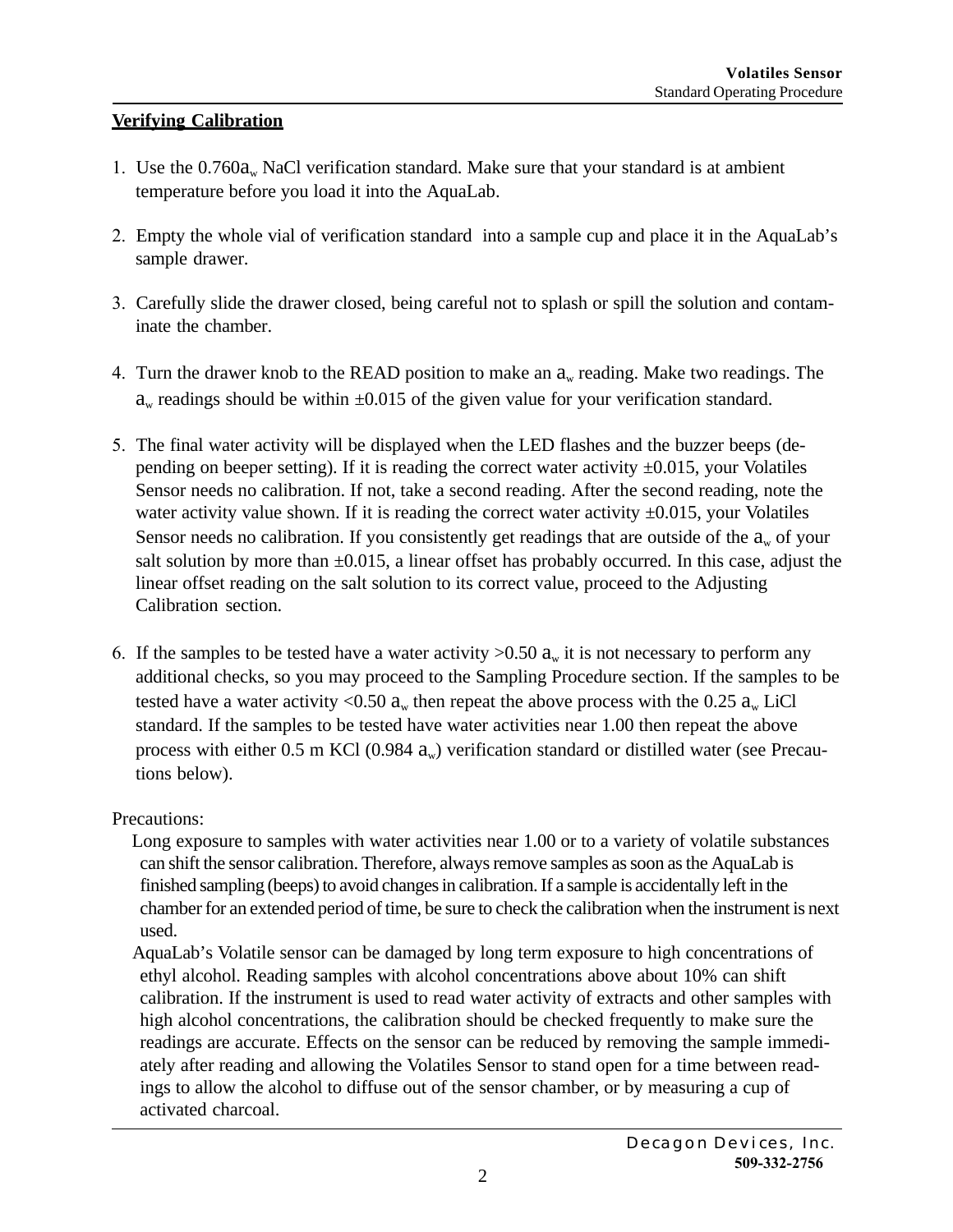## Verifying Calibration

1. Use the 0.760$a_w$ NaCl verification standard. Make sure that your standard is at ambient temperature before you load it into the AquaLab.

2. Empty the whole vial of verification standard into a sample cup and place it in the AquaLab's sample drawer.

3. Carefully slide the drawer closed, being careful not to splash or spill the solution and contaminate the chamber.

4. Turn the drawer knob to the READ position to make an $a_w$ reading. Make two readings. The $a_w$ readings should be within ±0.015 of the given value for your verification standard.

5. The final water activity will be displayed when the LED flashes and the buzzer beeps (depending on beeper setting). If it is reading the correct water activity ±0.015, your Volatiles Sensor needs no calibration. If not, take a second reading. After the second reading, note the water activity value shown. If it is reading the correct water activity ±0.015, your Volatiles Sensor needs no calibration. If you consistently get readings that are outside of the $a_w$ of your salt solution by more than ±0.015, a linear offset has probably occurred. In this case, adjust the linear offset reading on the salt solution to its correct value, proceed to the Adjusting Calibration section.

6. If the samples to be tested have a water activity >0.50 $a_w$ it is not necessary to perform any additional checks, so you may proceed to the Sampling Procedure section. If the samples to be tested have a water activity <0.50 $a_w$ then repeat the above process with the 0.25 $a_w$ LiCl standard. If the samples to be tested have water activities near 1.00 then repeat the above process with either 0.5 m KCl (0.984 $a_w$) verification standard or distilled water (see Precautions below).

Precautions:

Long exposure to samples with water activities near 1.00 or to a variety of volatile substances can shift the sensor calibration. Therefore, always remove samples as soon as the AquaLab is finished sampling (beeps) to avoid changes in calibration. If a sample is accidentally left in the chamber for an extended period of time, be sure to check the calibration when the instrument is next used.

AquaLab's Volatile sensor can be damaged by long term exposure to high concentrations of ethyl alcohol. Reading samples with alcohol concentrations above about 10% can shift calibration. If the instrument is used to read water activity of extracts and other samples with high alcohol concentrations, the calibration should be checked frequently to make sure the readings are accurate. Effects on the sensor can be reduced by removing the sample immediately after reading and allowing the Volatiles Sensor to stand open for a time between readings to allow the alcohol to diffuse out of the sensor chamber, or by measuring a cup of activated charcoal.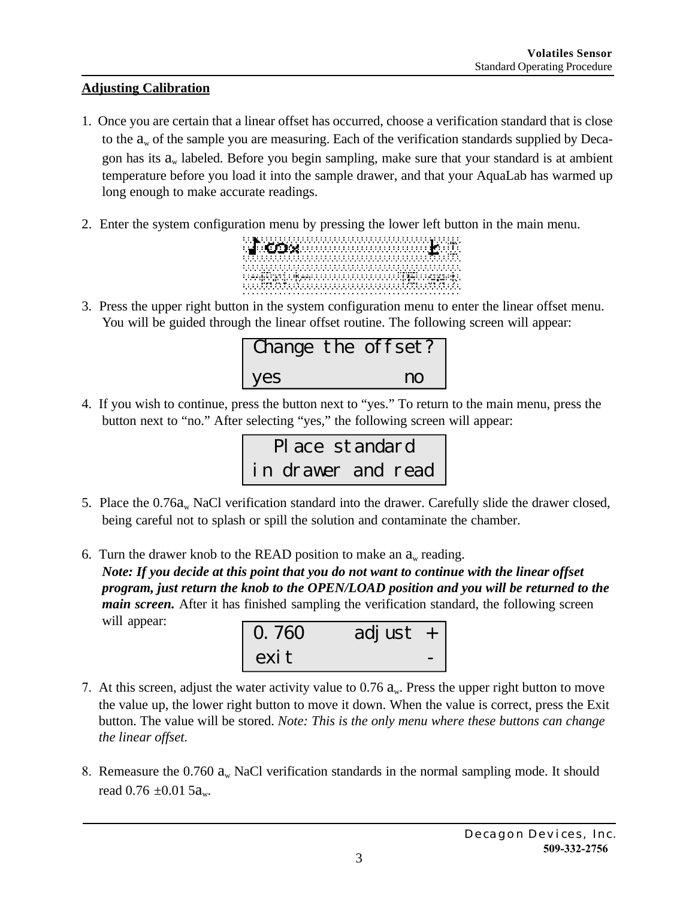## Adjusting Calibration

1. Once you are certain that a linear offset has occurred, choose a verification standard that is close to the $a_w$ of the sample you are measuring. Each of the verification standards supplied by Decagon has its $a_w$ labeled. Before you begin sampling, make sure that your standard is at ambient temperature before you load it into the sample drawer, and that your AquaLab has warmed up long enough to make accurate readings.

2. Enter the system configuration menu by pressing the lower left button in the main menu.

3. Press the upper right button in the system configuration menu to enter the linear offset menu. You will be guided through the linear offset routine. The following screen will appear:

```
Change the offset?
yes            no
```

4. If you wish to continue, press the button next to "yes." To return to the main menu, press the button next to "no." After selecting "yes," the following screen will appear:

```
  Place standard
in drawer and read
```

5. Place the 0.76$a_w$ NaCl verification standard into the drawer. Carefully slide the drawer closed, being careful not to splash or spill the solution and contaminate the chamber.

6. Turn the drawer knob to the READ position to make an $a_w$ reading. ***Note: If you decide at this point that you do not want to continue with the linear offset program, just return the knob to the OPEN/LOAD position and you will be returned to the main screen.*** After it has finished sampling the verification standard, the following screen will appear:

```
0.760     adjust +
exit             -
```

7. At this screen, adjust the water activity value to 0.76 $a_w$. Press the upper right button to move the value up, the lower right button to move it down. When the value is correct, press the Exit button. The value will be stored. *Note: This is the only menu where these buttons can change the linear offset.*

8. Remeasure the 0.760 $a_w$ NaCl verification standards in the normal sampling mode. It should read 0.76 ±0.01 5$a_w$.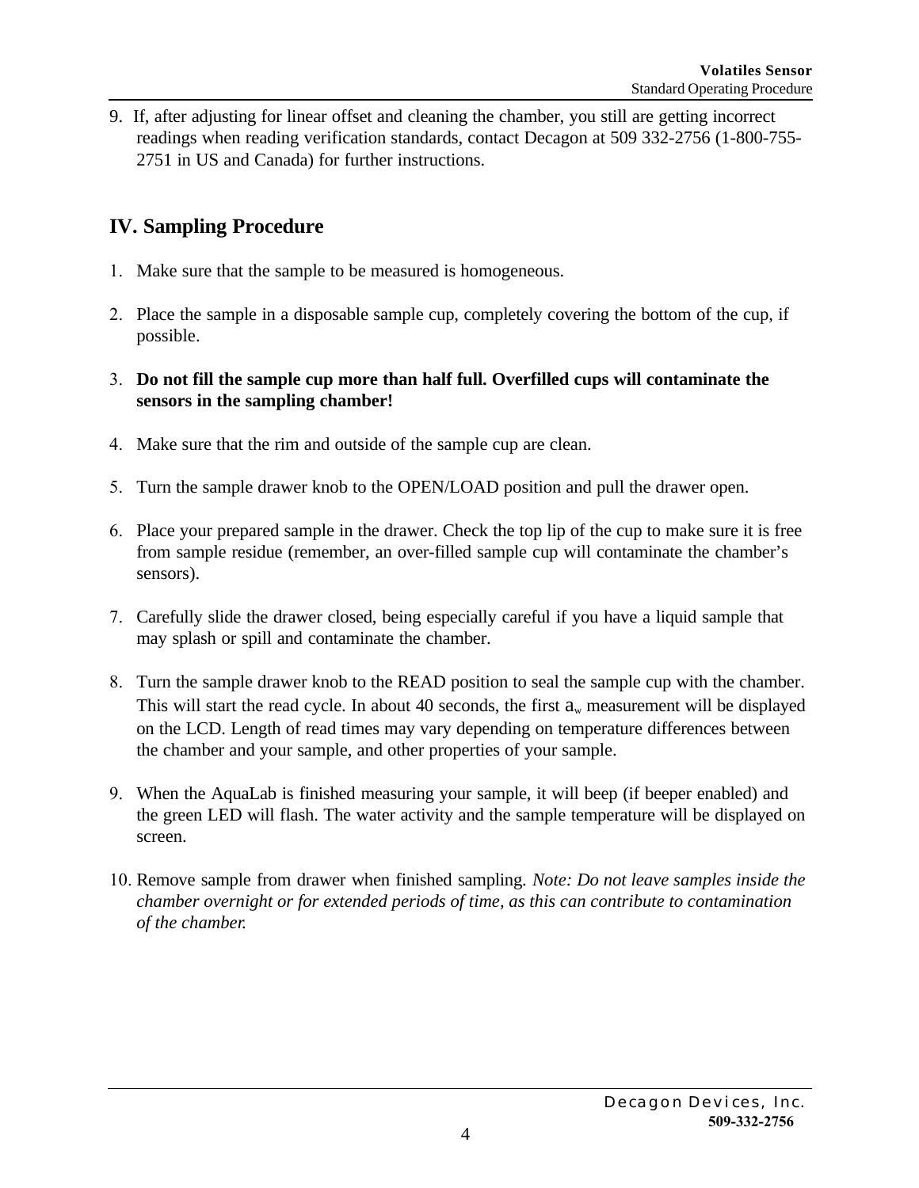9. If, after adjusting for linear offset and cleaning the chamber, you still are getting incorrect readings when reading verification standards, contact Decagon at 509 332-2756 (1-800-755-2751 in US and Canada) for further instructions.

## IV. Sampling Procedure

1. Make sure that the sample to be measured is homogeneous.

2. Place the sample in a disposable sample cup, completely covering the bottom of the cup, if possible.

3. **Do not fill the sample cup more than half full. Overfilled cups will contaminate the sensors in the sampling chamber!**

4. Make sure that the rim and outside of the sample cup are clean.

5. Turn the sample drawer knob to the OPEN/LOAD position and pull the drawer open.

6. Place your prepared sample in the drawer. Check the top lip of the cup to make sure it is free from sample residue (remember, an over-filled sample cup will contaminate the chamber's sensors).

7. Carefully slide the drawer closed, being especially careful if you have a liquid sample that may splash or spill and contaminate the chamber.

8. Turn the sample drawer knob to the READ position to seal the sample cup with the chamber. This will start the read cycle. In about 40 seconds, the first $a_w$ measurement will be displayed on the LCD. Length of read times may vary depending on temperature differences between the chamber and your sample, and other properties of your sample.

9. When the AquaLab is finished measuring your sample, it will beep (if beeper enabled) and the green LED will flash. The water activity and the sample temperature will be displayed on screen.

10. Remove sample from drawer when finished sampling. *Note: Do not leave samples inside the chamber overnight or for extended periods of time, as this can contribute to contamination of the chamber.*